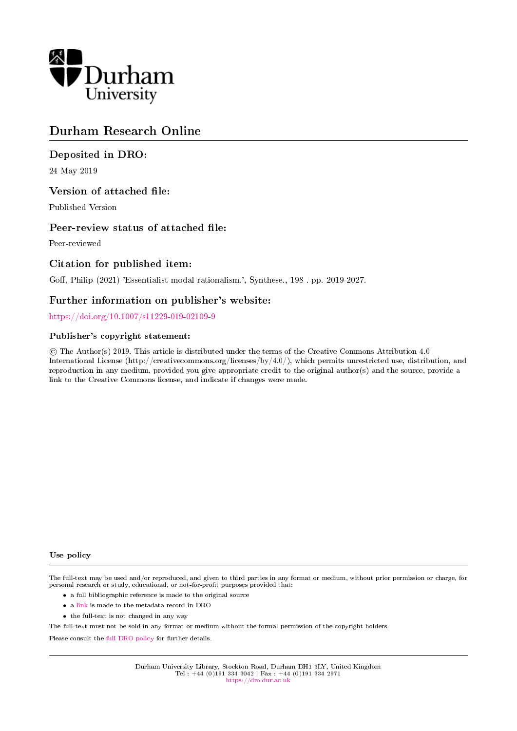Durham University

# Durham Research Online

## Deposited in DRO:

24 May 2019

## Version of attached file:

Published Version

## Peer-review status of attached file:

Peer-reviewed

## Citation for published item:

Goff, Philip (2021) 'Essentialist modal rationalism.', Synthese., 198 . pp. 2019-2027.

## Further information on publisher's website:

https://doi.org/10.1007/s11229-019-02109-9

### Publisher's copyright statement:

© The Author(s) 2019. This article is distributed under the terms of the Creative Commons Attribution 4.0 International License (http://creativecommons.org/licenses/by/4.0/), which permits unrestricted use, distribution, and reproduction in any medium, provided you give appropriate credit to the original author(s) and the source, provide a link to the Creative Commons license, and indicate if changes were made.

### Use policy

The full-text may be used and/or reproduced, and given to third parties in any format or medium, without prior permission or charge, for personal research or study, educational, or not-for-profit purposes provided that:

- a full bibliographic reference is made to the original source
- a link is made to the metadata record in DRO
- the full-text is not changed in any way

The full-text must not be sold in any format or medium without the formal permission of the copyright holders.

Please consult the full DRO policy for further details.

Durham University Library, Stockton Road, Durham DH1 3LY, United Kingdom
Tel : +44 (0)191 334 3042 | Fax : +44 (0)191 334 2971
https://dro.dur.ac.uk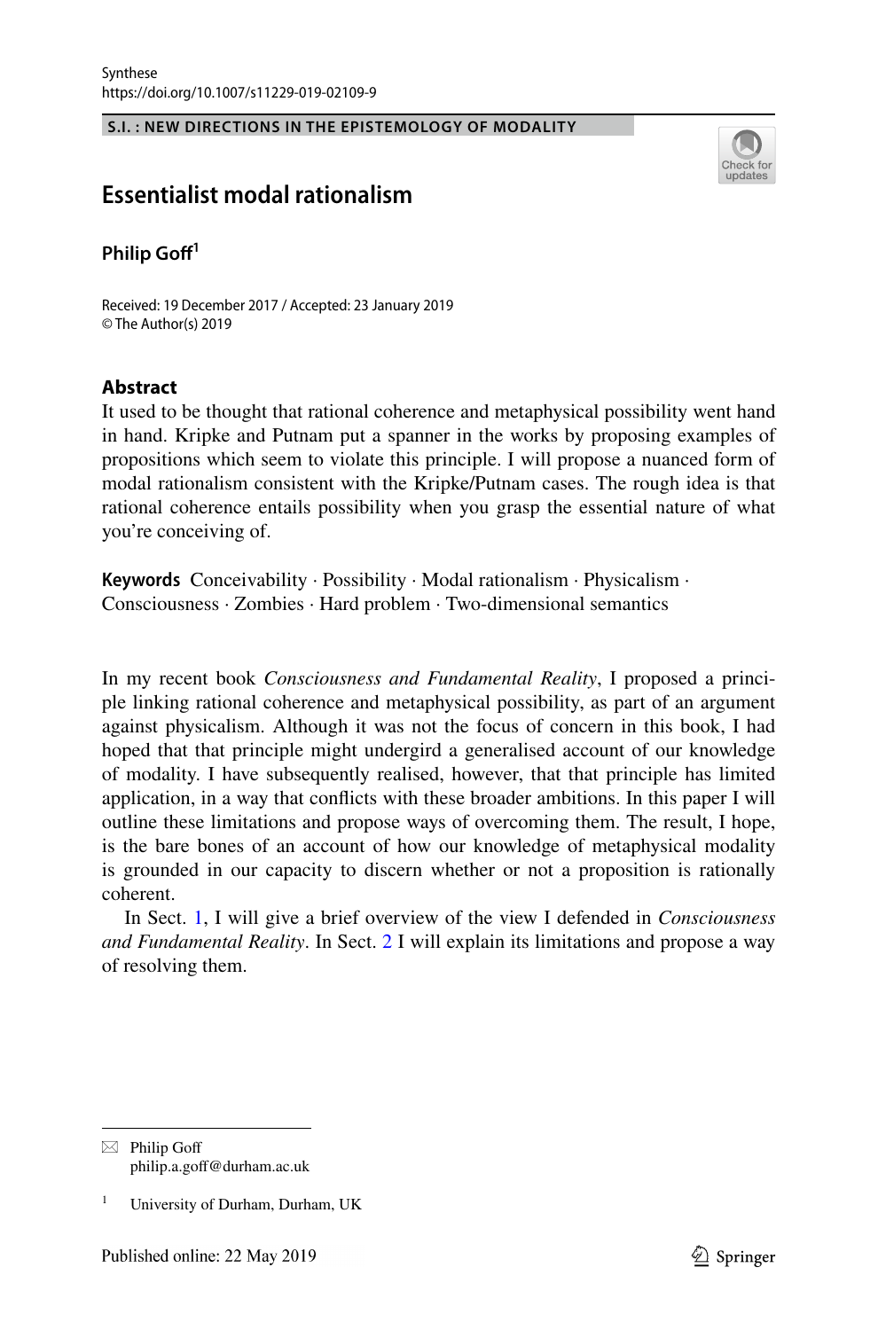S.I. : NEW DIRECTIONS IN THE EPISTEMOLOGY OF MODALITY

# Essentialist modal rationalism

**Philip Goff**[1]

Received: 19 December 2017 / Accepted: 23 January 2019
© The Author(s) 2019

## Abstract

It used to be thought that rational coherence and metaphysical possibility went hand in hand. Kripke and Putnam put a spanner in the works by proposing examples of propositions which seem to violate this principle. I will propose a nuanced form of modal rationalism consistent with the Kripke/Putnam cases. The rough idea is that rational coherence entails possibility when you grasp the essential nature of what you're conceiving of.

**Keywords** Conceivability · Possibility · Modal rationalism · Physicalism · Consciousness · Zombies · Hard problem · Two-dimensional semantics

In my recent book *Consciousness and Fundamental Reality*, I proposed a principle linking rational coherence and metaphysical possibility, as part of an argument against physicalism. Although it was not the focus of concern in this book, I had hoped that that principle might undergird a generalised account of our knowledge of modality. I have subsequently realised, however, that that principle has limited application, in a way that conflicts with these broader ambitions. In this paper I will outline these limitations and propose ways of overcoming them. The result, I hope, is the bare bones of an account of how our knowledge of metaphysical modality is grounded in our capacity to discern whether or not a proposition is rationally coherent.

In Sect. 1, I will give a brief overview of the view I defended in *Consciousness and Fundamental Reality*. In Sect. 2 I will explain its limitations and propose a way of resolving them.

---

✉ Philip Goff
philip.a.goff@durham.ac.uk

[1] University of Durham, Durham, UK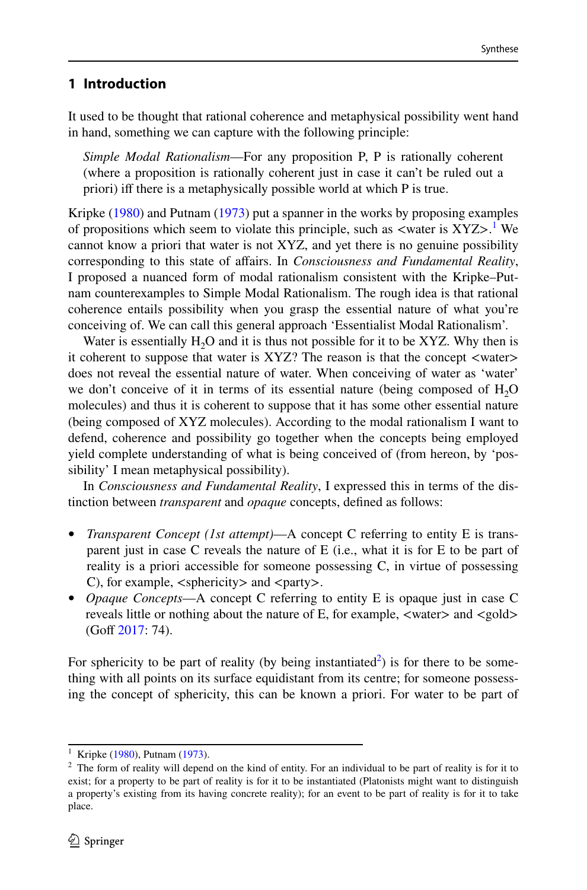## 1 Introduction

It used to be thought that rational coherence and metaphysical possibility went hand in hand, something we can capture with the following principle:

> *Simple Modal Rationalism*—For any proposition P, P is rationally coherent (where a proposition is rationally coherent just in case it can't be ruled out a priori) iff there is a metaphysically possible world at which P is true.

Kripke (1980) and Putnam (1973) put a spanner in the works by proposing examples of propositions which seem to violate this principle, such as <water is XYZ>.[1] We cannot know a priori that water is not XYZ, and yet there is no genuine possibility corresponding to this state of affairs. In *Consciousness and Fundamental Reality*, I proposed a nuanced form of modal rationalism consistent with the Kripke–Putnam counterexamples to Simple Modal Rationalism. The rough idea is that rational coherence entails possibility when you grasp the essential nature of what you're conceiving of. We can call this general approach 'Essentialist Modal Rationalism'.

Water is essentially $H_2O$ and it is thus not possible for it to be XYZ. Why then is it coherent to suppose that water is XYZ? The reason is that the concept <water> does not reveal the essential nature of water. When conceiving of water as 'water' we don't conceive of it in terms of its essential nature (being composed of $H_2O$ molecules) and thus it is coherent to suppose that it has some other essential nature (being composed of XYZ molecules). According to the modal rationalism I want to defend, coherence and possibility go together when the concepts being employed yield complete understanding of what is being conceived of (from hereon, by 'possibility' I mean metaphysical possibility).

In *Consciousness and Fundamental Reality*, I expressed this in terms of the distinction between *transparent* and *opaque* concepts, defined as follows:

- *Transparent Concept (1st attempt)*—A concept C referring to entity E is transparent just in case C reveals the nature of E (i.e., what it is for E to be part of reality is a priori accessible for someone possessing C, in virtue of possessing C), for example, <sphericity> and <party>.
- *Opaque Concepts*—A concept C referring to entity E is opaque just in case C reveals little or nothing about the nature of E, for example, <water> and <gold> (Goff 2017: 74).

For sphericity to be part of reality (by being instantiated[2]) is for there to be something with all points on its surface equidistant from its centre; for someone possessing the concept of sphericity, this can be known a priori. For water to be part of

[1] Kripke (1980), Putnam (1973).

[2] The form of reality will depend on the kind of entity. For an individual to be part of reality is for it to exist; for a property to be part of reality is for it to be instantiated (Platonists might want to distinguish a property's existing from its having concrete reality); for an event to be part of reality is for it to take place.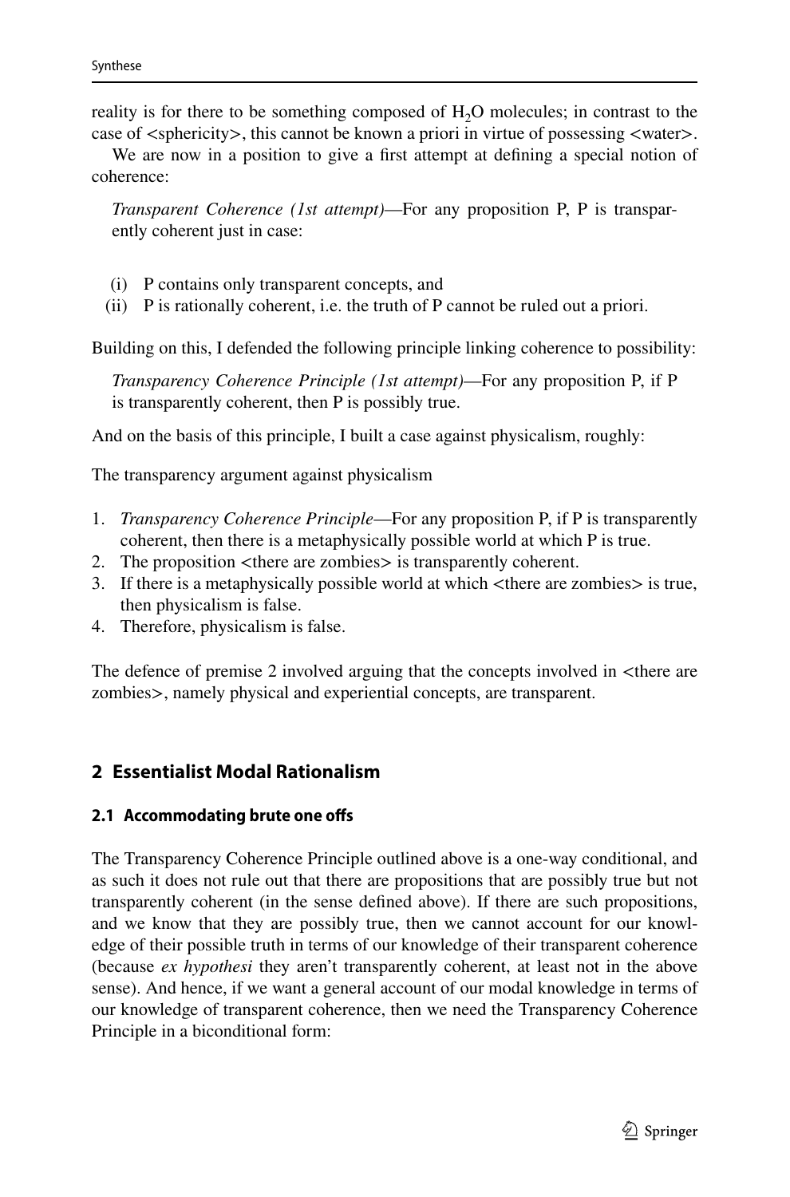reality is for there to be something composed of $H_2O$ molecules; in contrast to the case of <sphericity>, this cannot be known a priori in virtue of possessing <water>.

We are now in a position to give a first attempt at defining a special notion of coherence:

> *Transparent Coherence (1st attempt)*—For any proposition P, P is transparently coherent just in case:
>
> (i) P contains only transparent concepts, and
> (ii) P is rationally coherent, i.e. the truth of P cannot be ruled out a priori.

Building on this, I defended the following principle linking coherence to possibility:

> *Transparency Coherence Principle (1st attempt)*—For any proposition P, if P is transparently coherent, then P is possibly true.

And on the basis of this principle, I built a case against physicalism, roughly:

The transparency argument against physicalism

1. *Transparency Coherence Principle*—For any proposition P, if P is transparently coherent, then there is a metaphysically possible world at which P is true.
2. The proposition <there are zombies> is transparently coherent.
3. If there is a metaphysically possible world at which <there are zombies> is true, then physicalism is false.
4. Therefore, physicalism is false.

The defence of premise 2 involved arguing that the concepts involved in <there are zombies>, namely physical and experiential concepts, are transparent.

## 2 Essentialist Modal Rationalism

### 2.1 Accommodating brute one offs

The Transparency Coherence Principle outlined above is a one-way conditional, and as such it does not rule out that there are propositions that are possibly true but not transparently coherent (in the sense defined above). If there are such propositions, and we know that they are possibly true, then we cannot account for our knowledge of their possible truth in terms of our knowledge of their transparent coherence (because *ex hypothesi* they aren't transparently coherent, at least not in the above sense). And hence, if we want a general account of our modal knowledge in terms of our knowledge of transparent coherence, then we need the Transparency Coherence Principle in a biconditional form: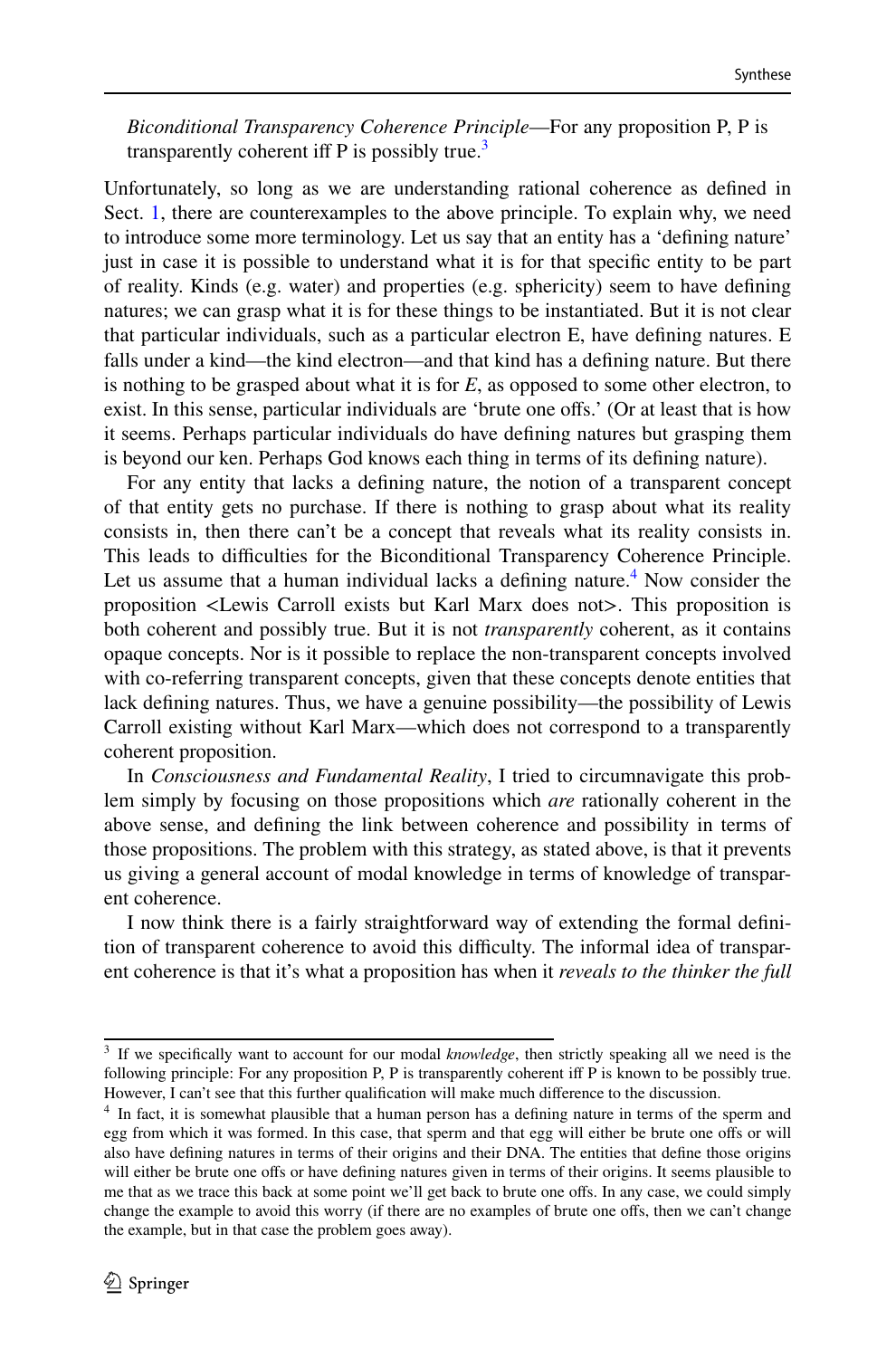*Biconditional Transparency Coherence Principle*—For any proposition P, P is transparently coherent iff P is possibly true.[3]

Unfortunately, so long as we are understanding rational coherence as defined in Sect. 1, there are counterexamples to the above principle. To explain why, we need to introduce some more terminology. Let us say that an entity has a 'defining nature' just in case it is possible to understand what it is for that specific entity to be part of reality. Kinds (e.g. water) and properties (e.g. sphericity) seem to have defining natures; we can grasp what it is for these things to be instantiated. But it is not clear that particular individuals, such as a particular electron E, have defining natures. E falls under a kind—the kind electron—and that kind has a defining nature. But there is nothing to be grasped about what it is for *E*, as opposed to some other electron, to exist. In this sense, particular individuals are 'brute one offs.' (Or at least that is how it seems. Perhaps particular individuals do have defining natures but grasping them is beyond our ken. Perhaps God knows each thing in terms of its defining nature).

For any entity that lacks a defining nature, the notion of a transparent concept of that entity gets no purchase. If there is nothing to grasp about what its reality consists in, then there can't be a concept that reveals what its reality consists in. This leads to difficulties for the Biconditional Transparency Coherence Principle. Let us assume that a human individual lacks a defining nature.[4] Now consider the proposition <Lewis Carroll exists but Karl Marx does not>. This proposition is both coherent and possibly true. But it is not *transparently* coherent, as it contains opaque concepts. Nor is it possible to replace the non-transparent concepts involved with co-referring transparent concepts, given that these concepts denote entities that lack defining natures. Thus, we have a genuine possibility—the possibility of Lewis Carroll existing without Karl Marx—which does not correspond to a transparently coherent proposition.

In *Consciousness and Fundamental Reality*, I tried to circumnavigate this problem simply by focusing on those propositions which *are* rationally coherent in the above sense, and defining the link between coherence and possibility in terms of those propositions. The problem with this strategy, as stated above, is that it prevents us giving a general account of modal knowledge in terms of knowledge of transparent coherence.

I now think there is a fairly straightforward way of extending the formal definition of transparent coherence to avoid this difficulty. The informal idea of transparent coherence is that it's what a proposition has when it *reveals to the thinker the full*

---

[3] If we specifically want to account for our modal *knowledge*, then strictly speaking all we need is the following principle: For any proposition P, P is transparently coherent iff P is known to be possibly true. However, I can't see that this further qualification will make much difference to the discussion.

[4] In fact, it is somewhat plausible that a human person has a defining nature in terms of the sperm and egg from which it was formed. In this case, that sperm and that egg will either be brute one offs or will also have defining natures in terms of their origins and their DNA. The entities that define those origins will either be brute one offs or have defining natures given in terms of their origins. It seems plausible to me that as we trace this back at some point we'll get back to brute one offs. In any case, we could simply change the example to avoid this worry (if there are no examples of brute one offs, then we can't change the example, but in that case the problem goes away).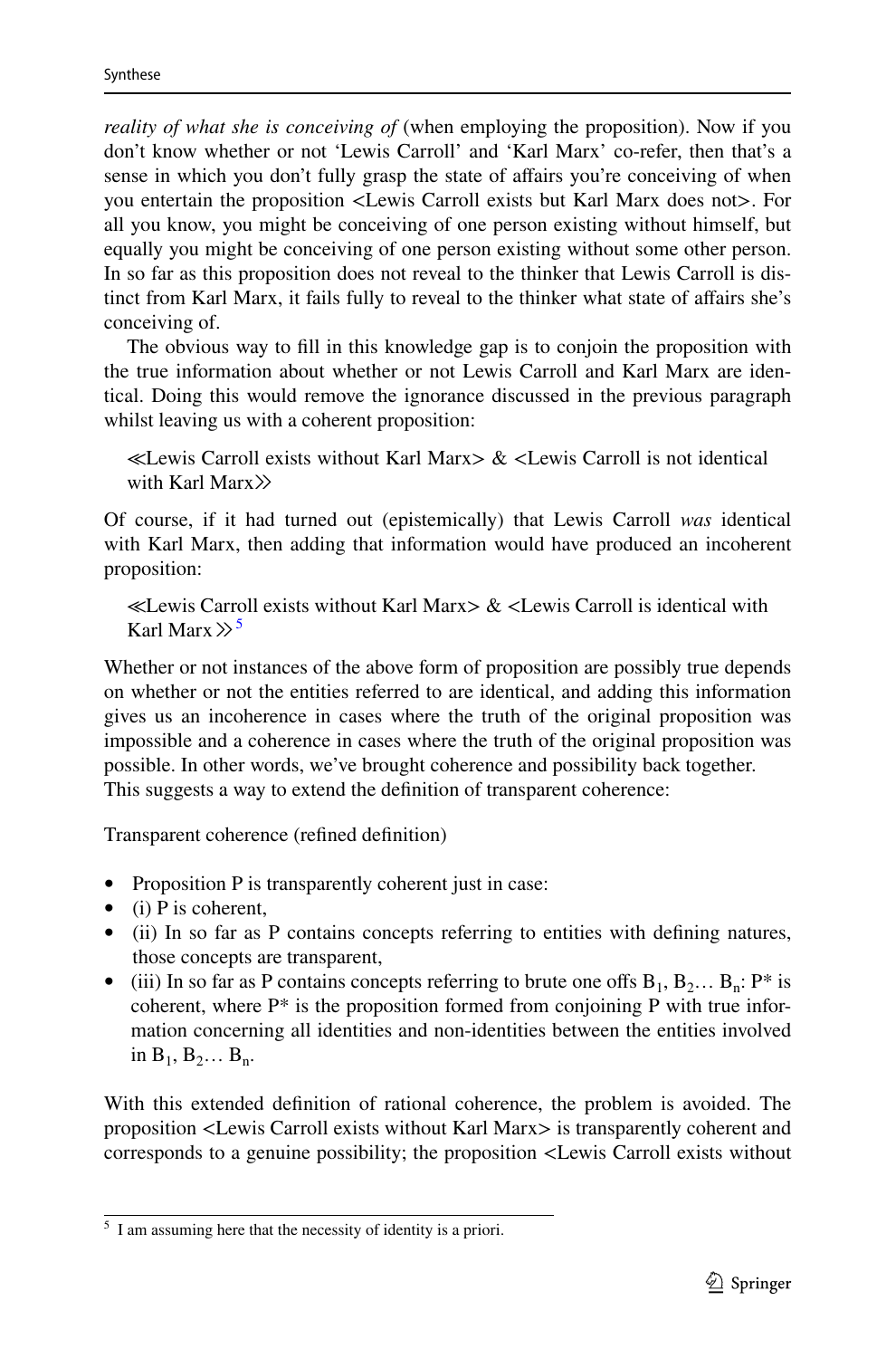*reality of what she is conceiving of* (when employing the proposition). Now if you don't know whether or not 'Lewis Carroll' and 'Karl Marx' co-refer, then that's a sense in which you don't fully grasp the state of affairs you're conceiving of when you entertain the proposition <Lewis Carroll exists but Karl Marx does not>. For all you know, you might be conceiving of one person existing without himself, but equally you might be conceiving of one person existing without some other person. In so far as this proposition does not reveal to the thinker that Lewis Carroll is distinct from Karl Marx, it fails fully to reveal to the thinker what state of affairs she's conceiving of.

The obvious way to fill in this knowledge gap is to conjoin the proposition with the true information about whether or not Lewis Carroll and Karl Marx are identical. Doing this would remove the ignorance discussed in the previous paragraph whilst leaving us with a coherent proposition:

> ≪Lewis Carroll exists without Karl Marx> & <Lewis Carroll is not identical with Karl Marx≫

Of course, if it had turned out (epistemically) that Lewis Carroll *was* identical with Karl Marx, then adding that information would have produced an incoherent proposition:

> ≪Lewis Carroll exists without Karl Marx> & <Lewis Carroll is identical with Karl Marx≫[5]

Whether or not instances of the above form of proposition are possibly true depends on whether or not the entities referred to are identical, and adding this information gives us an incoherence in cases where the truth of the original proposition was impossible and a coherence in cases where the truth of the original proposition was possible. In other words, we've brought coherence and possibility back together.
This suggests a way to extend the definition of transparent coherence:

Transparent coherence (refined definition)

- Proposition P is transparently coherent just in case:
- (i) P is coherent,
- (ii) In so far as P contains concepts referring to entities with defining natures, those concepts are transparent,
- (iii) In so far as P contains concepts referring to brute one offs $B_1, B_2 \ldots B_n$: P* is coherent, where P* is the proposition formed from conjoining P with true information concerning all identities and non-identities between the entities involved in $B_1, B_2 \ldots B_n$.

With this extended definition of rational coherence, the problem is avoided. The proposition <Lewis Carroll exists without Karl Marx> is transparently coherent and corresponds to a genuine possibility; the proposition <Lewis Carroll exists without

[5] I am assuming here that the necessity of identity is a priori.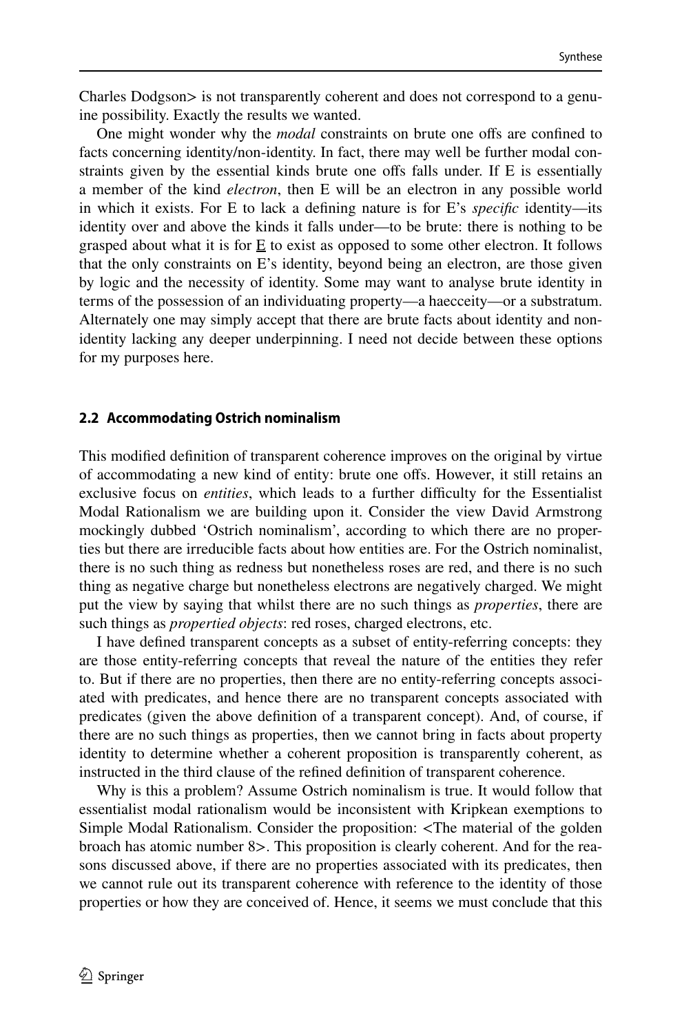Charles Dodgson> is not transparently coherent and does not correspond to a genuine possibility. Exactly the results we wanted.

One might wonder why the *modal* constraints on brute one offs are confined to facts concerning identity/non-identity. In fact, there may well be further modal constraints given by the essential kinds brute one offs falls under. If E is essentially a member of the kind *electron*, then E will be an electron in any possible world in which it exists. For E to lack a defining nature is for E's *specific* identity—its identity over and above the kinds it falls under—to be brute: there is nothing to be grasped about what it is for E to exist as opposed to some other electron. It follows that the only constraints on E's identity, beyond being an electron, are those given by logic and the necessity of identity. Some may want to analyse brute identity in terms of the possession of an individuating property—a haecceity—or a substratum. Alternately one may simply accept that there are brute facts about identity and non-identity lacking any deeper underpinning. I need not decide between these options for my purposes here.

### 2.2 Accommodating Ostrich nominalism

This modified definition of transparent coherence improves on the original by virtue of accommodating a new kind of entity: brute one offs. However, it still retains an exclusive focus on *entities*, which leads to a further difficulty for the Essentialist Modal Rationalism we are building upon it. Consider the view David Armstrong mockingly dubbed 'Ostrich nominalism', according to which there are no properties but there are irreducible facts about how entities are. For the Ostrich nominalist, there is no such thing as redness but nonetheless roses are red, and there is no such thing as negative charge but nonetheless electrons are negatively charged. We might put the view by saying that whilst there are no such things as *properties*, there are such things as *propertied objects*: red roses, charged electrons, etc.

I have defined transparent concepts as a subset of entity-referring concepts: they are those entity-referring concepts that reveal the nature of the entities they refer to. But if there are no properties, then there are no entity-referring concepts associated with predicates, and hence there are no transparent concepts associated with predicates (given the above definition of a transparent concept). And, of course, if there are no such things as properties, then we cannot bring in facts about property identity to determine whether a coherent proposition is transparently coherent, as instructed in the third clause of the refined definition of transparent coherence.

Why is this a problem? Assume Ostrich nominalism is true. It would follow that essentialist modal rationalism would be inconsistent with Kripkean exemptions to Simple Modal Rationalism. Consider the proposition: <The material of the golden broach has atomic number 8>. This proposition is clearly coherent. And for the reasons discussed above, if there are no properties associated with its predicates, then we cannot rule out its transparent coherence with reference to the identity of those properties or how they are conceived of. Hence, it seems we must conclude that this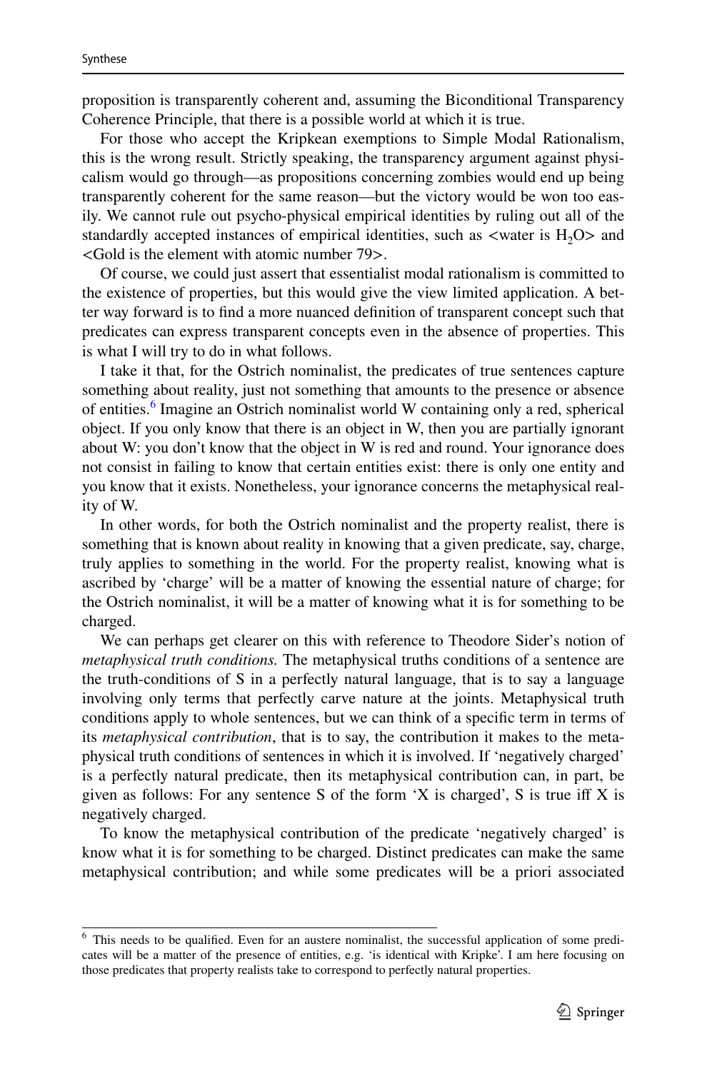proposition is transparently coherent and, assuming the Biconditional Transparency Coherence Principle, that there is a possible world at which it is true.

For those who accept the Kripkean exemptions to Simple Modal Rationalism, this is the wrong result. Strictly speaking, the transparency argument against physicalism would go through—as propositions concerning zombies would end up being transparently coherent for the same reason—but the victory would be won too easily. We cannot rule out psycho-physical empirical identities by ruling out all of the standardly accepted instances of empirical identities, such as <water is $H_2O$> and <Gold is the element with atomic number 79>.

Of course, we could just assert that essentialist modal rationalism is committed to the existence of properties, but this would give the view limited application. A better way forward is to find a more nuanced definition of transparent concept such that predicates can express transparent concepts even in the absence of properties. This is what I will try to do in what follows.

I take it that, for the Ostrich nominalist, the predicates of true sentences capture something about reality, just not something that amounts to the presence or absence of entities.[6] Imagine an Ostrich nominalist world W containing only a red, spherical object. If you only know that there is an object in W, then you are partially ignorant about W: you don't know that the object in W is red and round. Your ignorance does not consist in failing to know that certain entities exist: there is only one entity and you know that it exists. Nonetheless, your ignorance concerns the metaphysical reality of W.

In other words, for both the Ostrich nominalist and the property realist, there is something that is known about reality in knowing that a given predicate, say, charge, truly applies to something in the world. For the property realist, knowing what is ascribed by 'charge' will be a matter of knowing the essential nature of charge; for the Ostrich nominalist, it will be a matter of knowing what it is for something to be charged.

We can perhaps get clearer on this with reference to Theodore Sider's notion of *metaphysical truth conditions.* The metaphysical truths conditions of a sentence are the truth-conditions of S in a perfectly natural language, that is to say a language involving only terms that perfectly carve nature at the joints. Metaphysical truth conditions apply to whole sentences, but we can think of a specific term in terms of its *metaphysical contribution*, that is to say, the contribution it makes to the metaphysical truth conditions of sentences in which it is involved. If 'negatively charged' is a perfectly natural predicate, then its metaphysical contribution can, in part, be given as follows: For any sentence S of the form 'X is charged', S is true iff X is negatively charged.

To know the metaphysical contribution of the predicate 'negatively charged' is know what it is for something to be charged. Distinct predicates can make the same metaphysical contribution; and while some predicates will be a priori associated

---

[6] This needs to be qualified. Even for an austere nominalist, the successful application of some predicates will be a matter of the presence of entities, e.g. 'is identical with Kripke'. I am here focusing on those predicates that property realists take to correspond to perfectly natural properties.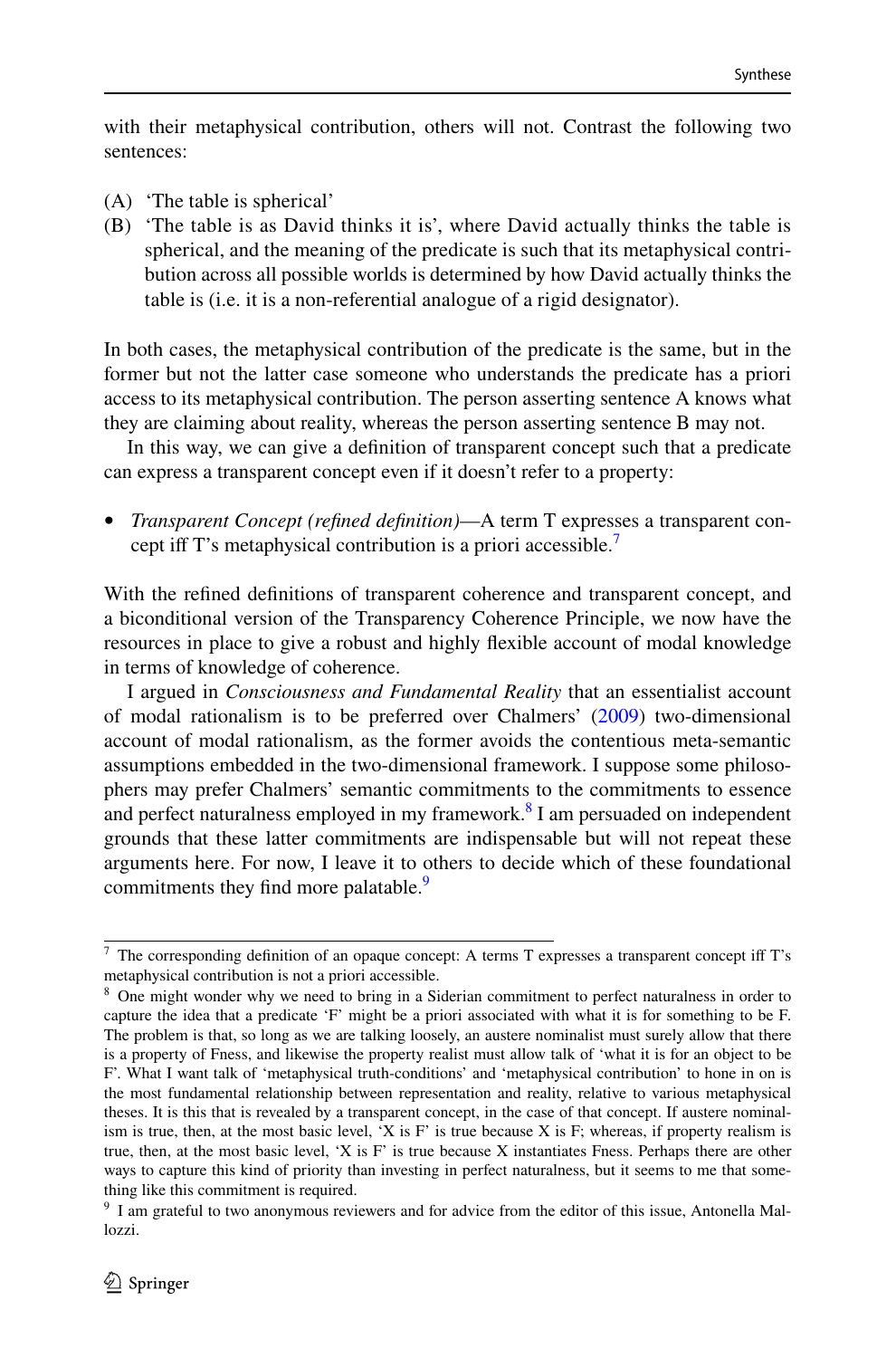with their metaphysical contribution, others will not. Contrast the following two sentences:

(A) 'The table is spherical'
(B) 'The table is as David thinks it is', where David actually thinks the table is spherical, and the meaning of the predicate is such that its metaphysical contribution across all possible worlds is determined by how David actually thinks the table is (i.e. it is a non-referential analogue of a rigid designator).

In both cases, the metaphysical contribution of the predicate is the same, but in the former but not the latter case someone who understands the predicate has a priori access to its metaphysical contribution. The person asserting sentence A knows what they are claiming about reality, whereas the person asserting sentence B may not.

In this way, we can give a definition of transparent concept such that a predicate can express a transparent concept even if it doesn't refer to a property:

- *Transparent Concept (refined definition)*—A term T expresses a transparent concept iff T's metaphysical contribution is a priori accessible.[7]

With the refined definitions of transparent coherence and transparent concept, and a biconditional version of the Transparency Coherence Principle, we now have the resources in place to give a robust and highly flexible account of modal knowledge in terms of knowledge of coherence.

I argued in *Consciousness and Fundamental Reality* that an essentialist account of modal rationalism is to be preferred over Chalmers' (2009) two-dimensional account of modal rationalism, as the former avoids the contentious meta-semantic assumptions embedded in the two-dimensional framework. I suppose some philosophers may prefer Chalmers' semantic commitments to the commitments to essence and perfect naturalness employed in my framework.[8] I am persuaded on independent grounds that these latter commitments are indispensable but will not repeat these arguments here. For now, I leave it to others to decide which of these foundational commitments they find more palatable.[9]

---

[7] The corresponding definition of an opaque concept: A terms T expresses a transparent concept iff T's metaphysical contribution is not a priori accessible.

[8] One might wonder why we need to bring in a Siderian commitment to perfect naturalness in order to capture the idea that a predicate 'F' might be a priori associated with what it is for something to be F. The problem is that, so long as we are talking loosely, an austere nominalist must surely allow that there is a property of Fness, and likewise the property realist must allow talk of 'what it is for an object to be F'. What I want talk of 'metaphysical truth-conditions' and 'metaphysical contribution' to hone in on is the most fundamental relationship between representation and reality, relative to various metaphysical theses. It is this that is revealed by a transparent concept, in the case of that concept. If austere nominalism is true, then, at the most basic level, 'X is F' is true because X is F; whereas, if property realism is true, then, at the most basic level, 'X is F' is true because X instantiates Fness. Perhaps there are other ways to capture this kind of priority than investing in perfect naturalness, but it seems to me that something like this commitment is required.

[9] I am grateful to two anonymous reviewers and for advice from the editor of this issue, Antonella Mallozzi.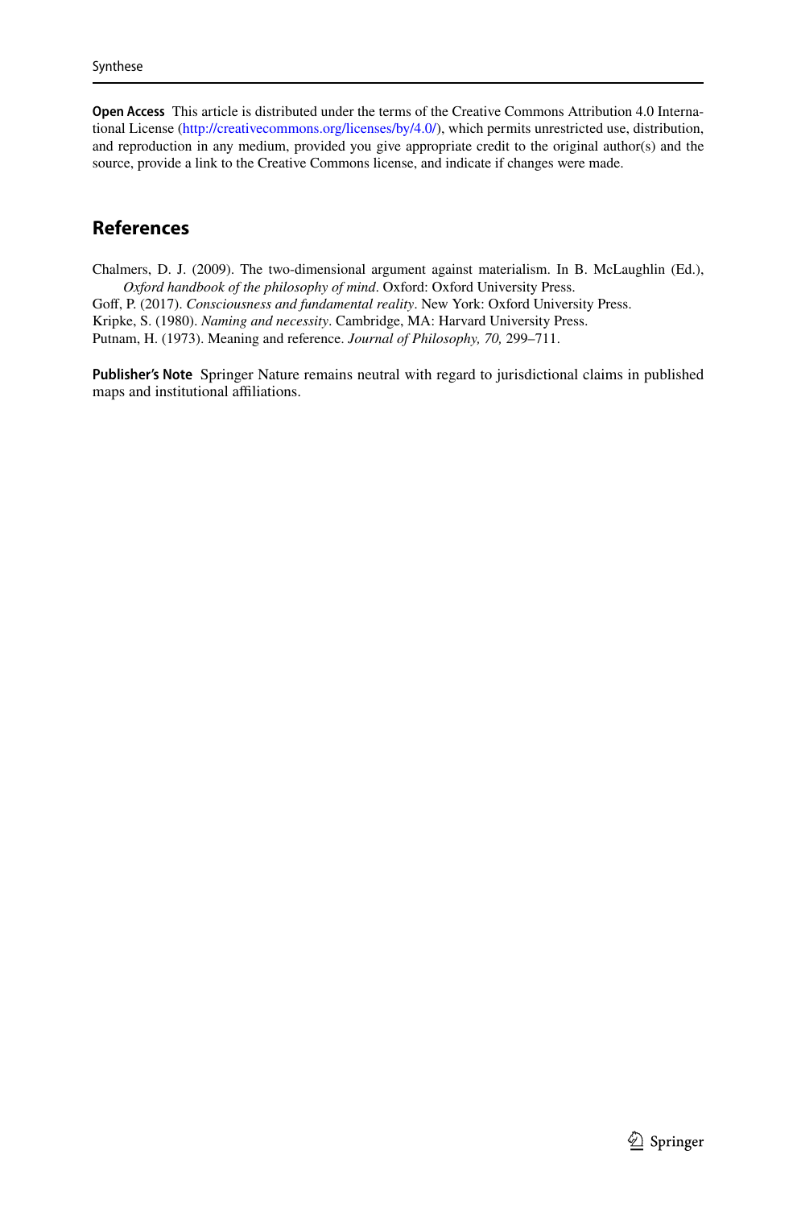**Open Access** This article is distributed under the terms of the Creative Commons Attribution 4.0 International License (http://creativecommons.org/licenses/by/4.0/), which permits unrestricted use, distribution, and reproduction in any medium, provided you give appropriate credit to the original author(s) and the source, provide a link to the Creative Commons license, and indicate if changes were made.

## References

Chalmers, D. J. (2009). The two-dimensional argument against materialism. In B. McLaughlin (Ed.), *Oxford handbook of the philosophy of mind*. Oxford: Oxford University Press.

Goff, P. (2017). *Consciousness and fundamental reality*. New York: Oxford University Press.

Kripke, S. (1980). *Naming and necessity*. Cambridge, MA: Harvard University Press.

Putnam, H. (1973). Meaning and reference. *Journal of Philosophy, 70,* 299–711.

**Publisher's Note** Springer Nature remains neutral with regard to jurisdictional claims in published maps and institutional affiliations.